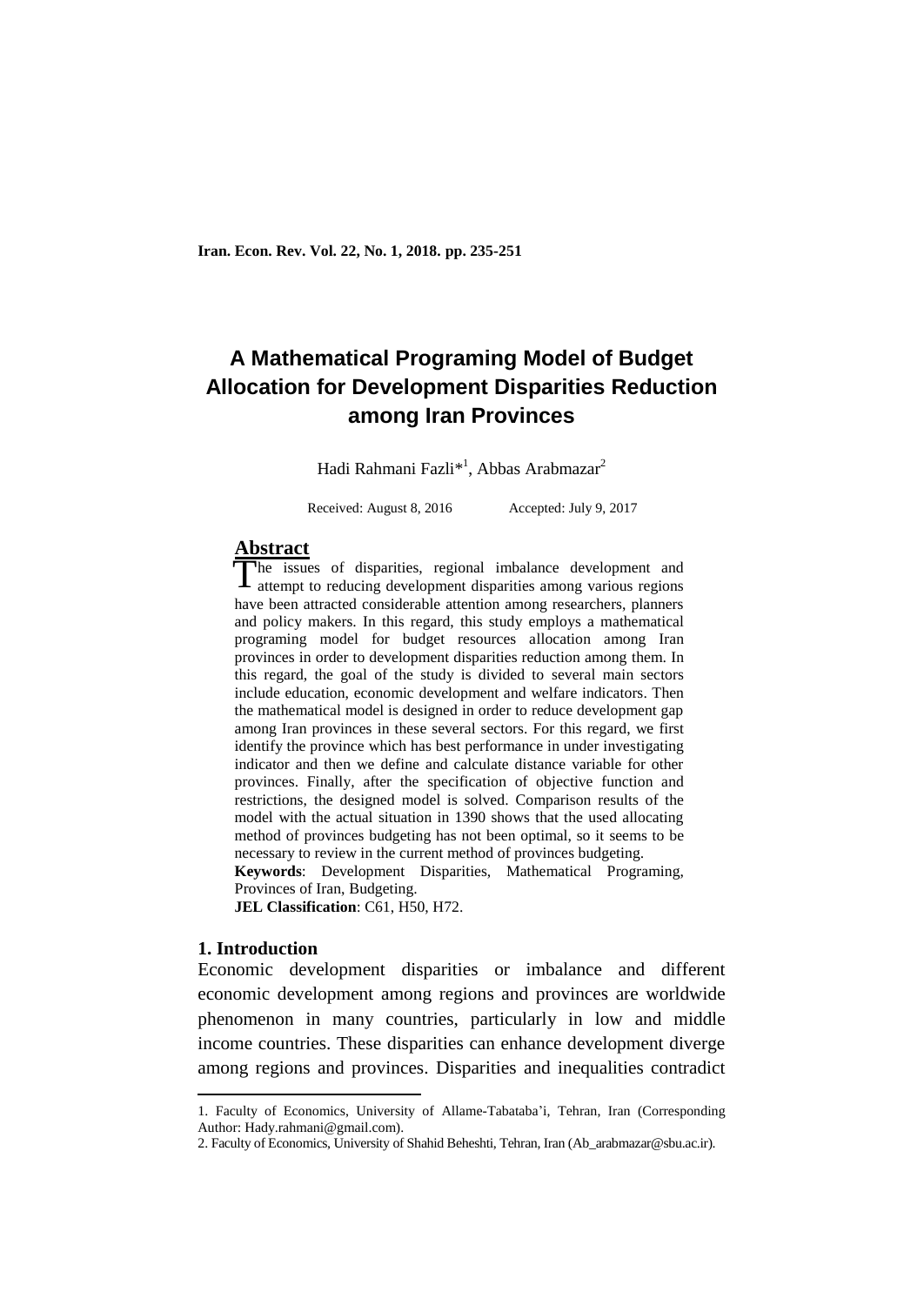# A Mathematical Programing Model of Budget Allocation for Development Disparities Reduction among Iran Provinces

Hadi Rahmani Fazli*[1], Abbas Arabmazar[2]

Received: August 8, 2016 Accepted: July 9, 2017

## Abstract

The issues of disparities, regional imbalance development and attempt to reducing development disparities among various regions have been attracted considerable attention among researchers, planners and policy makers. In this regard, this study employs a mathematical programing model for budget resources allocation among Iran provinces in order to development disparities reduction among them. In this regard, the goal of the study is divided to several main sectors include education, economic development and welfare indicators. Then the mathematical model is designed in order to reduce development gap among Iran provinces in these several sectors. For this regard, we first identify the province which has best performance in under investigating indicator and then we define and calculate distance variable for other provinces. Finally, after the specification of objective function and restrictions, the designed model is solved. Comparison results of the model with the actual situation in 1390 shows that the used allocating method of provinces budgeting has not been optimal, so it seems to be necessary to review in the current method of provinces budgeting.

**Keywords**: Development Disparities, Mathematical Programing, Provinces of Iran, Budgeting.

**JEL Classification**: C61, H50, H72.

## 1. Introduction

Economic development disparities or imbalance and different economic development among regions and provinces are worldwide phenomenon in many countries, particularly in low and middle income countries. These disparities can enhance development diverge among regions and provinces. Disparities and inequalities contradict

---

1. Faculty of Economics, University of Allame-Tabataba'i, Tehran, Iran (Corresponding Author: Hady.rahmani@gmail.com).

2. Faculty of Economics, University of Shahid Beheshti, Tehran, Iran (Ab_arabmazar@sbu.ac.ir).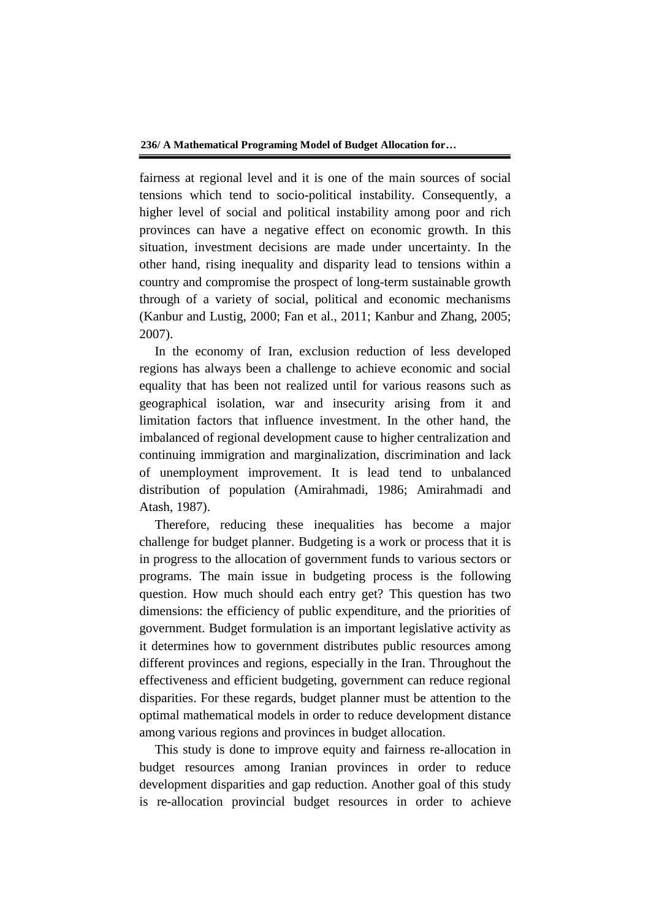fairness at regional level and it is one of the main sources of social tensions which tend to socio-political instability. Consequently, a higher level of social and political instability among poor and rich provinces can have a negative effect on economic growth. In this situation, investment decisions are made under uncertainty. In the other hand, rising inequality and disparity lead to tensions within a country and compromise the prospect of long-term sustainable growth through of a variety of social, political and economic mechanisms (Kanbur and Lustig, 2000; Fan et al., 2011; Kanbur and Zhang, 2005; 2007).

In the economy of Iran, exclusion reduction of less developed regions has always been a challenge to achieve economic and social equality that has been not realized until for various reasons such as geographical isolation, war and insecurity arising from it and limitation factors that influence investment. In the other hand, the imbalanced of regional development cause to higher centralization and continuing immigration and marginalization, discrimination and lack of unemployment improvement. It is lead tend to unbalanced distribution of population (Amirahmadi, 1986; Amirahmadi and Atash, 1987).

Therefore, reducing these inequalities has become a major challenge for budget planner. Budgeting is a work or process that it is in progress to the allocation of government funds to various sectors or programs. The main issue in budgeting process is the following question. How much should each entry get? This question has two dimensions: the efficiency of public expenditure, and the priorities of government. Budget formulation is an important legislative activity as it determines how to government distributes public resources among different provinces and regions, especially in the Iran. Throughout the effectiveness and efficient budgeting, government can reduce regional disparities. For these regards, budget planner must be attention to the optimal mathematical models in order to reduce development distance among various regions and provinces in budget allocation.

This study is done to improve equity and fairness re-allocation in budget resources among Iranian provinces in order to reduce development disparities and gap reduction. Another goal of this study is re-allocation provincial budget resources in order to achieve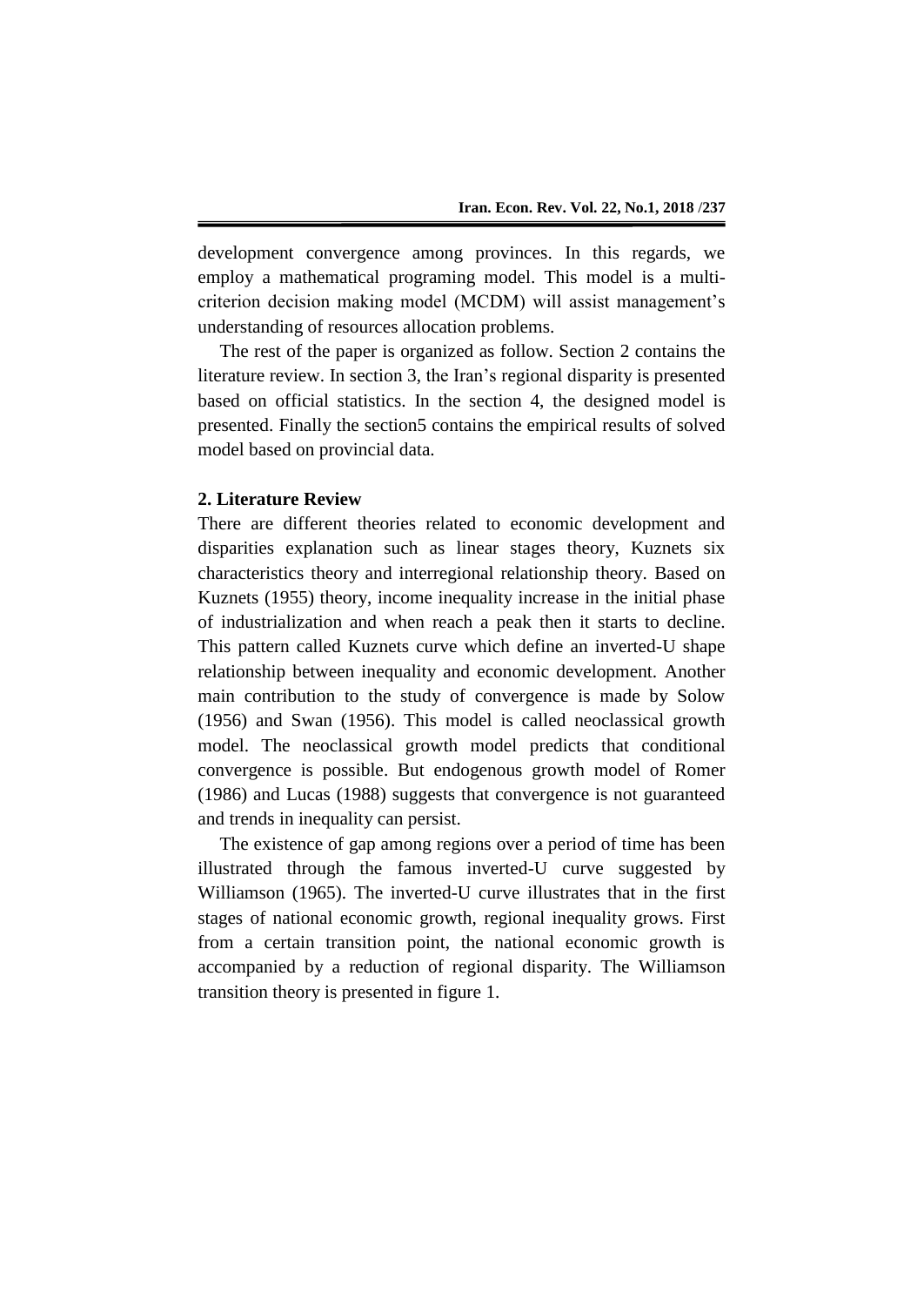development convergence among provinces. In this regards, we employ a mathematical programing model. This model is a multi-criterion decision making model (MCDM) will assist management's understanding of resources allocation problems.

The rest of the paper is organized as follow. Section 2 contains the literature review. In section 3, the Iran's regional disparity is presented based on official statistics. In the section 4, the designed model is presented. Finally the section5 contains the empirical results of solved model based on provincial data.

## 2. Literature Review

There are different theories related to economic development and disparities explanation such as linear stages theory, Kuznets six characteristics theory and interregional relationship theory. Based on Kuznets (1955) theory, income inequality increase in the initial phase of industrialization and when reach a peak then it starts to decline. This pattern called Kuznets curve which define an inverted-U shape relationship between inequality and economic development. Another main contribution to the study of convergence is made by Solow (1956) and Swan (1956). This model is called neoclassical growth model. The neoclassical growth model predicts that conditional convergence is possible. But endogenous growth model of Romer (1986) and Lucas (1988) suggests that convergence is not guaranteed and trends in inequality can persist.

The existence of gap among regions over a period of time has been illustrated through the famous inverted-U curve suggested by Williamson (1965). The inverted-U curve illustrates that in the first stages of national economic growth, regional inequality grows. First from a certain transition point, the national economic growth is accompanied by a reduction of regional disparity. The Williamson transition theory is presented in figure 1.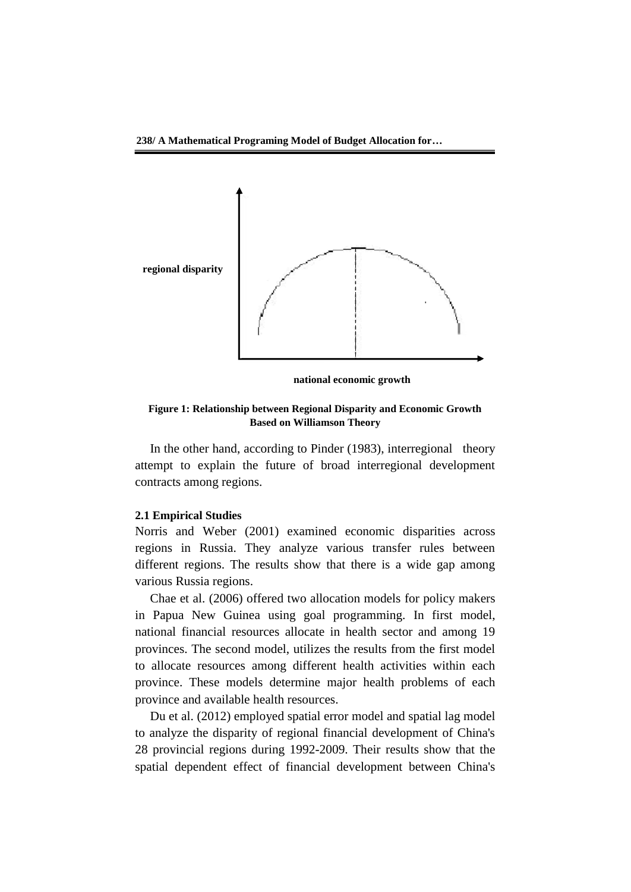**Figure 1: Relationship between Regional Disparity and Economic Growth Based on Williamson Theory**

In the other hand, according to Pinder (1983), interregional theory attempt to explain the future of broad interregional development contracts among regions.

### 2.1 Empirical Studies

Norris and Weber (2001) examined economic disparities across regions in Russia. They analyze various transfer rules between different regions. The results show that there is a wide gap among various Russia regions.

Chae et al. (2006) offered two allocation models for policy makers in Papua New Guinea using goal programming. In first model, national financial resources allocate in health sector and among 19 provinces. The second model, utilizes the results from the first model to allocate resources among different health activities within each province. These models determine major health problems of each province and available health resources.

Du et al. (2012) employed spatial error model and spatial lag model to analyze the disparity of regional financial development of China's 28 provincial regions during 1992-2009. Their results show that the spatial dependent effect of financial development between China's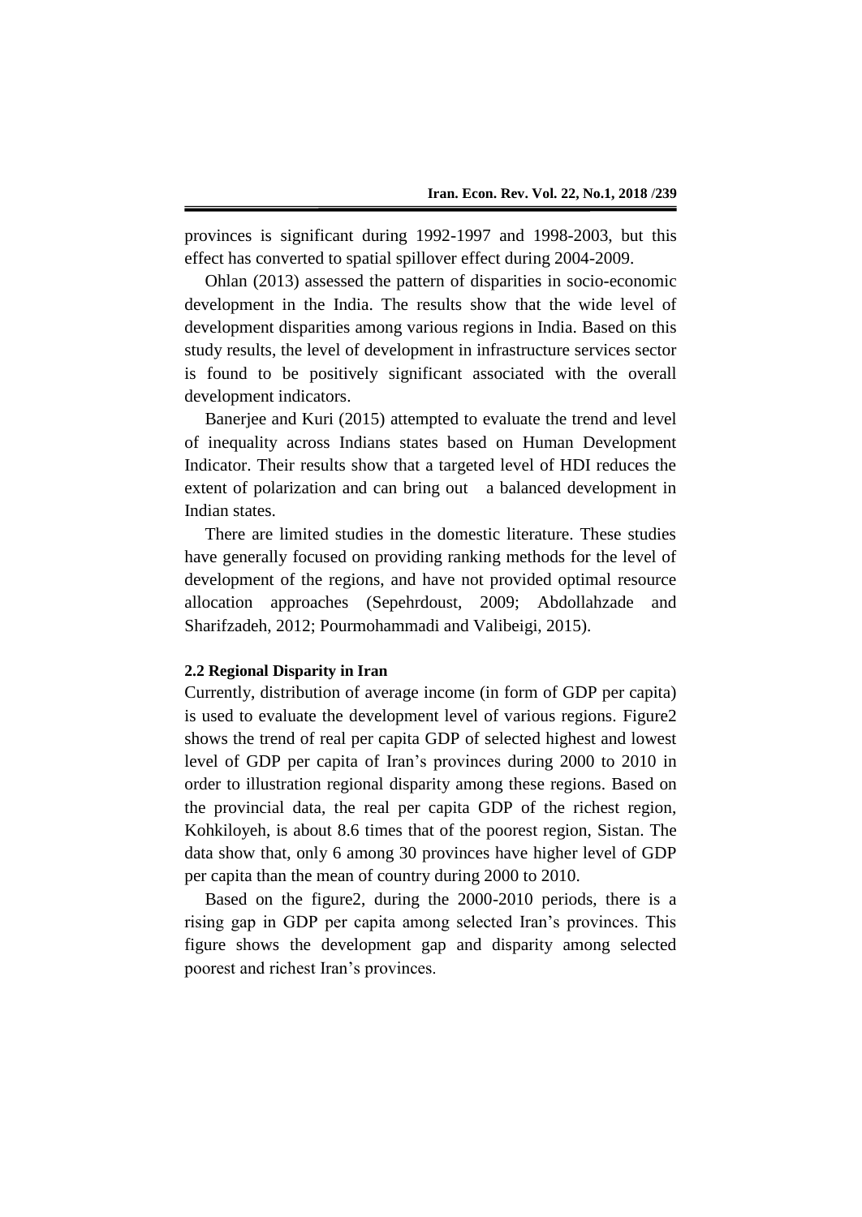provinces is significant during 1992-1997 and 1998-2003, but this effect has converted to spatial spillover effect during 2004-2009.

Ohlan (2013) assessed the pattern of disparities in socio-economic development in the India. The results show that the wide level of development disparities among various regions in India. Based on this study results, the level of development in infrastructure services sector is found to be positively significant associated with the overall development indicators.

Banerjee and Kuri (2015) attempted to evaluate the trend and level of inequality across Indians states based on Human Development Indicator. Their results show that a targeted level of HDI reduces the extent of polarization and can bring out a balanced development in Indian states.

There are limited studies in the domestic literature. These studies have generally focused on providing ranking methods for the level of development of the regions, and have not provided optimal resource allocation approaches (Sepehrdoust, 2009; Abdollahzade and Sharifzadeh, 2012; Pourmohammadi and Valibeigi, 2015).

#### 2.2 Regional Disparity in Iran

Currently, distribution of average income (in form of GDP per capita) is used to evaluate the development level of various regions. Figure2 shows the trend of real per capita GDP of selected highest and lowest level of GDP per capita of Iran's provinces during 2000 to 2010 in order to illustration regional disparity among these regions. Based on the provincial data, the real per capita GDP of the richest region, Kohkiloyeh, is about 8.6 times that of the poorest region, Sistan. The data show that, only 6 among 30 provinces have higher level of GDP per capita than the mean of country during 2000 to 2010.

Based on the figure2, during the 2000-2010 periods, there is a rising gap in GDP per capita among selected Iran's provinces. This figure shows the development gap and disparity among selected poorest and richest Iran's provinces.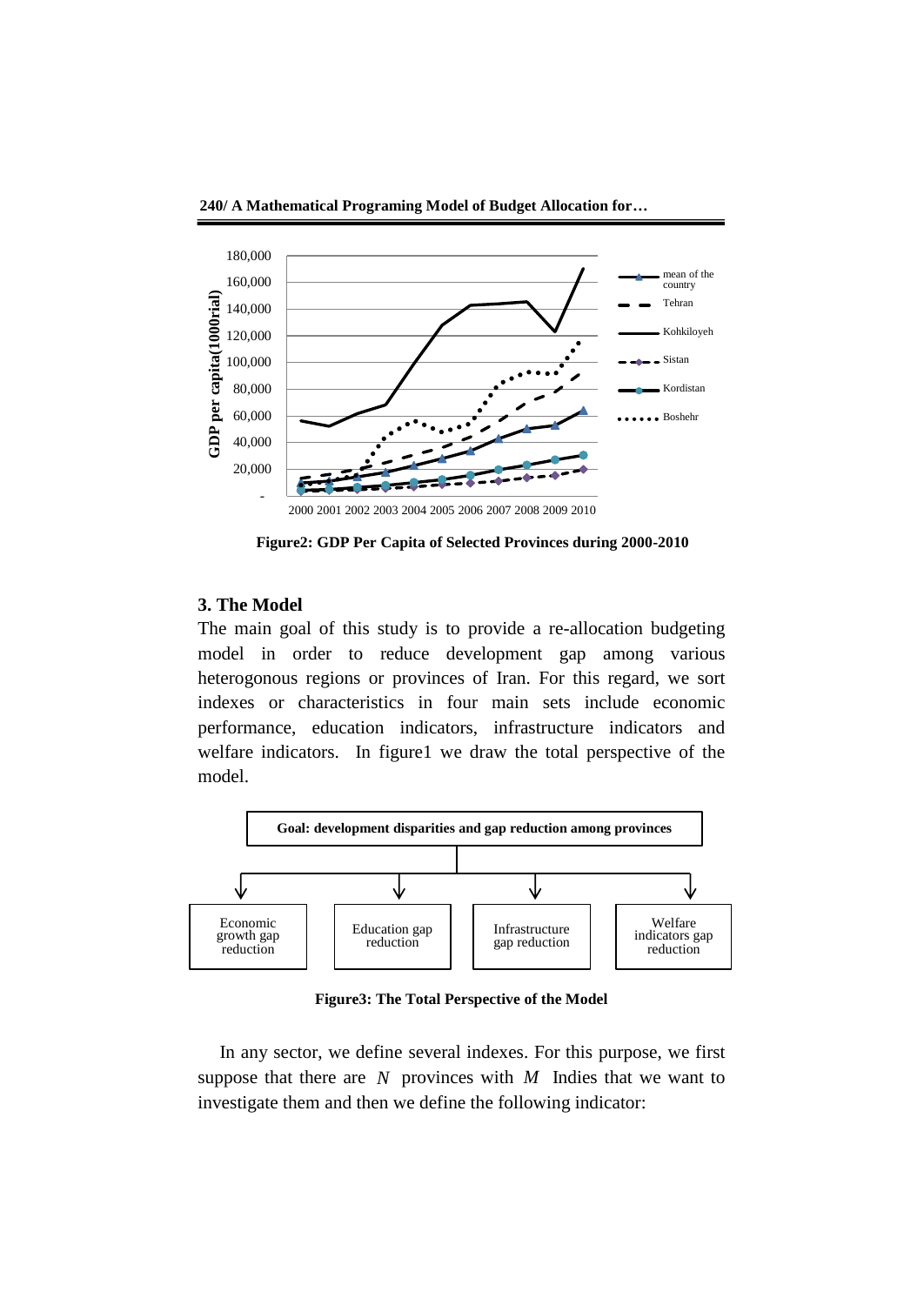Figure2: GDP Per Capita of Selected Provinces during 2000-2010

## 3. The Model

The main goal of this study is to provide a re-allocation budgeting model in order to reduce development gap among various heterogonous regions or provinces of Iran. For this regard, we sort indexes or characteristics in four main sets include economic performance, education indicators, infrastructure indicators and welfare indicators. In figure1 we draw the total perspective of the model.

Figure3: The Total Perspective of the Model

In any sector, we define several indexes. For this purpose, we first suppose that there are $N$ provinces with $M$ Indies that we want to investigate them and then we define the following indicator: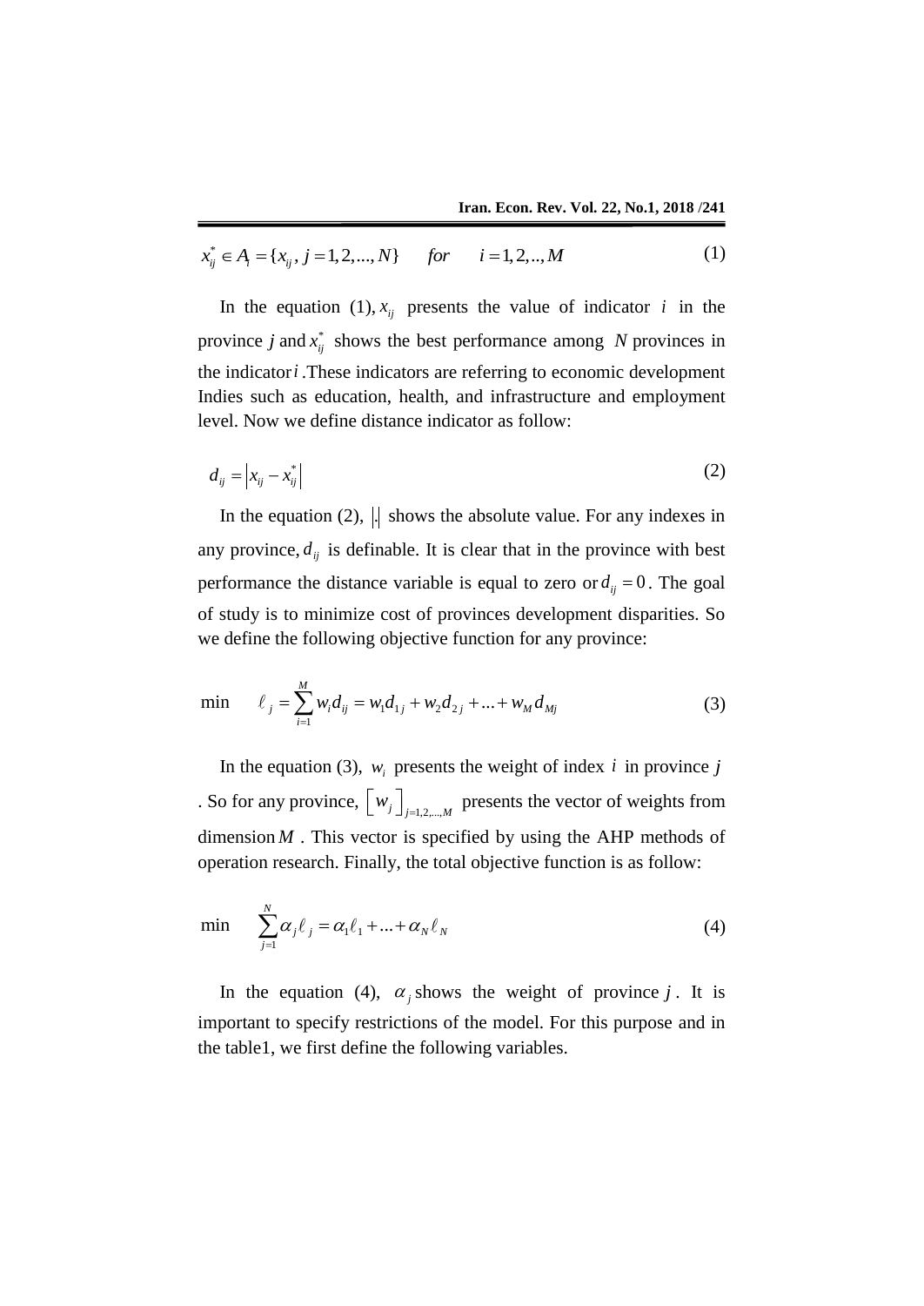$$x_{ij}^{*} \in A_{i} = \{x_{ij}, j = 1, 2, ..., N\} \qquad for \qquad i = 1, 2, .., M \tag{1}$$

In the equation (1), $x_{ij}$ presents the value of indicator $i$ in the province $j$ and $x_{ij}^{*}$ shows the best performance among $N$ provinces in the indicator $i$. These indicators are referring to economic development Indies such as education, health, and infrastructure and employment level. Now we define distance indicator as follow:

$$d_{ij} = \left| x_{ij} - x_{ij}^{*} \right| \tag{2}$$

In the equation (2), $|.|$ shows the absolute value. For any indexes in any province, $d_{ij}$ is definable. It is clear that in the province with best performance the distance variable is equal to zero or $d_{ij} = 0$. The goal of study is to minimize cost of provinces development disparities. So we define the following objective function for any province:

$$\min \qquad \ell_{j} = \sum_{i=1}^{M} w_{i} d_{ij} = w_{1} d_{1j} + w_{2} d_{2j} + ... + w_{M} d_{Mj} \tag{3}$$

In the equation (3), $w_{i}$ presents the weight of index $i$ in province $j$. So for any province, $\left[ w_{j} \right]_{j=1,2,...,M}$ presents the vector of weights from dimension $M$. This vector is specified by using the AHP methods of operation research. Finally, the total objective function is as follow:

$$\min \qquad \sum_{j=1}^{N} \alpha_{j} \ell_{j} = \alpha_{1} \ell_{1} + ... + \alpha_{N} \ell_{N} \tag{4}$$

In the equation (4), $\alpha_{j}$ shows the weight of province $j$. It is important to specify restrictions of the model. For this purpose and in the table1, we first define the following variables.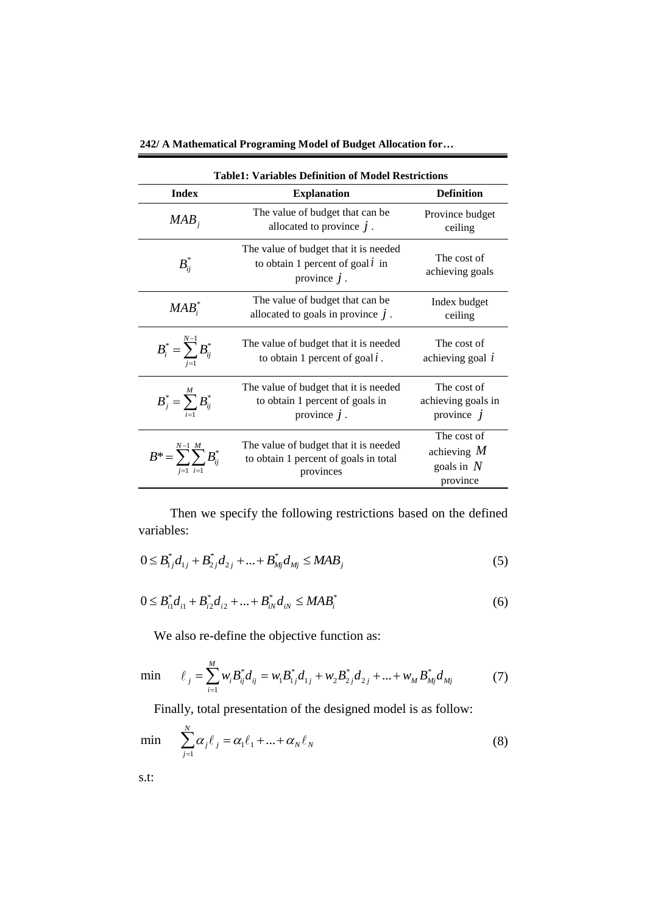**Table1: Variables Definition of Model Restrictions**

| Index | Explanation | Definition |
|---|---|---|
| $MAB_j$ | The value of budget that can be allocated to province $j$. | Province budget ceiling |
| $B_{ij}^*$ | The value of budget that it is needed to obtain 1 percent of goal $i$ in province $j$. | The cost of achieving goals |
| $MAB_i^*$ | The value of budget that can be allocated to goals in province $j$. | Index budget ceiling |
| $B_i^* = \sum_{j=1}^{N-1} B_{ij}^*$ | The value of budget that it is needed to obtain 1 percent of goal $i$. | The cost of achieving goal $i$ |
| $B_j^* = \sum_{i=1}^{M} B_{ij}^*$ | The value of budget that it is needed to obtain 1 percent of goals in province $j$. | The cost of achieving goals in province $j$ |
| $B* = \sum_{j=1}^{N-1} \sum_{i=1}^{M} B_{ij}^*$ | The value of budget that it is needed to obtain 1 percent of goals in total provinces | The cost of achieving $M$ goals in $N$ province |

Then we specify the following restrictions based on the defined variables:

$$0 \le B_{1j}^* d_{1j} + B_{2j}^* d_{2j} + \ldots + B_{Mj}^* d_{Mj} \le MAB_j \tag{5}$$

$$0 \le B_{i1}^* d_{i1} + B_{i2}^* d_{i2} + \ldots + B_{iN}^* d_{iN} \le MAB_i^* \tag{6}$$

We also re-define the objective function as:

$$\min \quad \ell_j = \sum_{i=1}^{M} w_i B_{ij}^* d_{ij} = w_1 B_{1j}^* d_{1j} + w_2 B_{2j}^* d_{2j} + \ldots + w_M B_{Mj}^* d_{Mj} \tag{7}$$

Finally, total presentation of the designed model is as follow:

$$\min \quad \sum_{j=1}^{N} \alpha_j \ell_j = \alpha_1 \ell_1 + \ldots + \alpha_N \ell_N \tag{8}$$

s.t: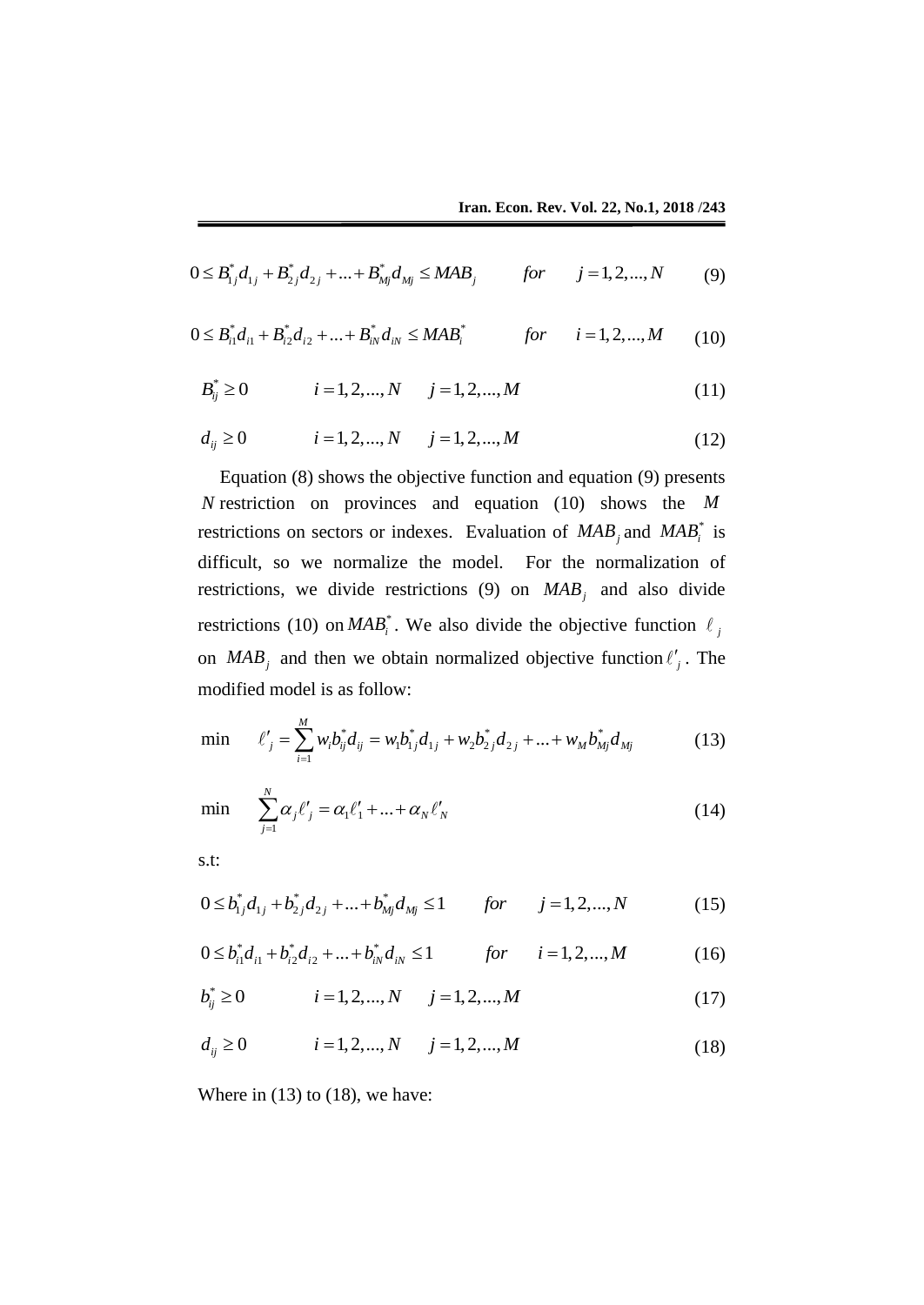$$0 \leq B_{1j}^{*} d_{1j} + B_{2j}^{*} d_{2j} + \ldots + B_{Mj}^{*} d_{Mj} \leq MAB_{j} \qquad for \qquad j = 1, 2, \ldots, N \tag{9}$$

$$0 \leq B_{i1}^{*} d_{i1} + B_{i2}^{*} d_{i2} + \ldots + B_{iN}^{*} d_{iN} \leq MAB_{i}^{*} \qquad for \qquad i = 1, 2, \ldots, M \tag{10}$$

$$B_{ij}^{*} \geq 0 \qquad i = 1, 2, \ldots, N \quad j = 1, 2, \ldots, M \tag{11}$$

$$d_{ij} \geq 0 \qquad i = 1, 2, \ldots, N \quad j = 1, 2, \ldots, M \tag{12}$$

Equation (8) shows the objective function and equation (9) presents $N$ restriction on provinces and equation (10) shows the $M$ restrictions on sectors or indexes. Evaluation of $MAB_j$ and $MAB_i^*$ is difficult, so we normalize the model. For the normalization of restrictions, we divide restrictions (9) on $MAB_j$ and also divide restrictions (10) on $MAB_i^*$. We also divide the objective function $\ell_j$ on $MAB_j$ and then we obtain normalized objective function $\ell'_j$. The modified model is as follow:

$$\min \quad \ell'_j = \sum_{i=1}^{M} w_i b_{ij}^{*} d_{ij} = w_1 b_{1j}^{*} d_{1j} + w_2 b_{2j}^{*} d_{2j} + \ldots + w_M b_{Mj}^{*} d_{Mj} \tag{13}$$

$$\min \quad \sum_{j=1}^{N} \alpha_j \ell'_j = \alpha_1 \ell'_1 + \ldots + \alpha_N \ell'_N \tag{14}$$

s.t:

$$0 \leq b_{1j}^{*} d_{1j} + b_{2j}^{*} d_{2j} + \ldots + b_{Mj}^{*} d_{Mj} \leq 1 \qquad for \qquad j = 1, 2, \ldots, N \tag{15}$$

$$0 \leq b_{i1}^{*} d_{i1} + b_{i2}^{*} d_{i2} + \ldots + b_{iN}^{*} d_{iN} \leq 1 \qquad for \qquad i = 1, 2, \ldots, M \tag{16}$$

$$b_{ij}^{*} \geq 0 \qquad i = 1, 2, \ldots, N \quad j = 1, 2, \ldots, M \tag{17}$$

$$d_{ij} \geq 0 \qquad i = 1, 2, \ldots, N \quad j = 1, 2, \ldots, M \tag{18}$$

Where in (13) to (18), we have: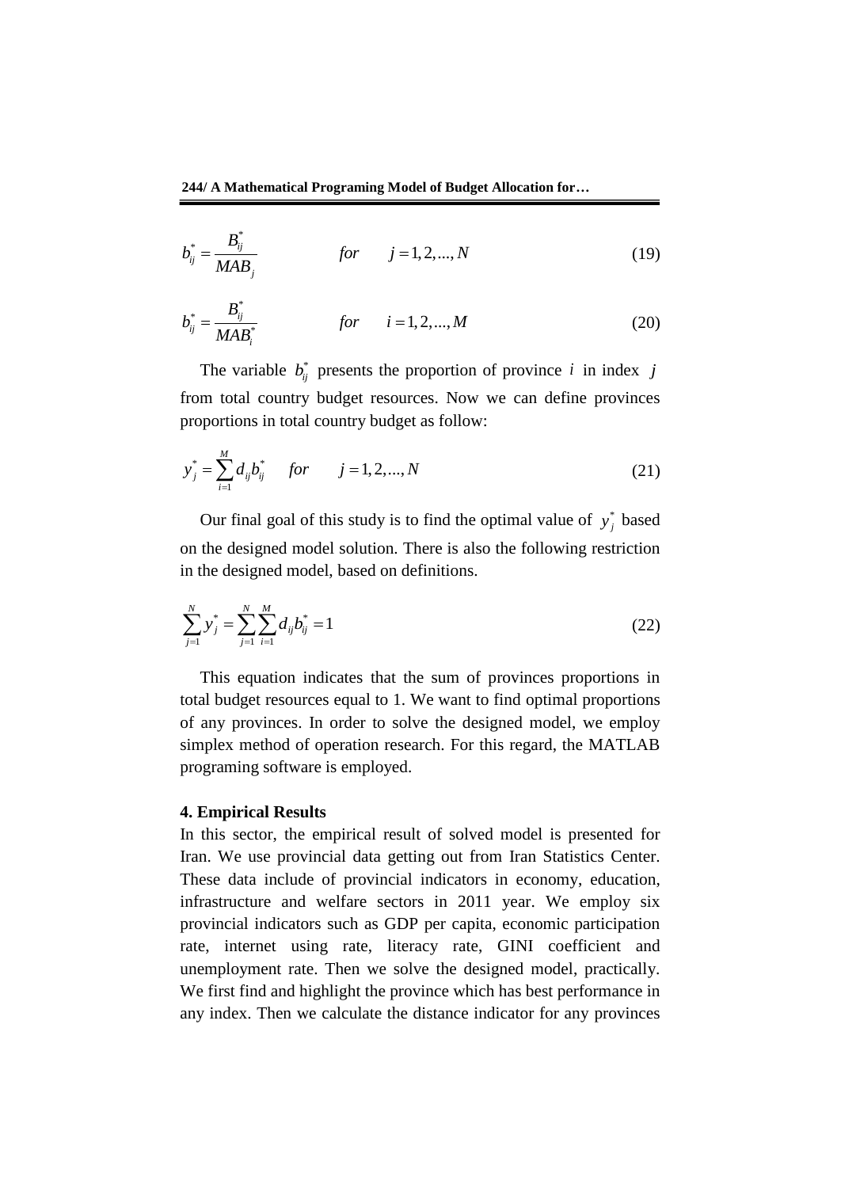$$b_{ij}^{*} = \frac{B_{ij}^{*}}{MAB_{j}} \qquad for \qquad j = 1, 2, ..., N \tag{19}$$

$$b_{ij}^{*} = \frac{B_{ij}^{*}}{MAB_{i}^{*}} \qquad for \qquad i = 1, 2, ..., M \tag{20}$$

The variable $b_{ij}^{*}$ presents the proportion of province $i$ in index $j$ from total country budget resources. Now we can define provinces proportions in total country budget as follow:

$$y_{j}^{*} = \sum_{i=1}^{M} d_{ij} b_{ij}^{*} \quad for \qquad j = 1, 2, ..., N \tag{21}$$

Our final goal of this study is to find the optimal value of $y_{j}^{*}$ based on the designed model solution. There is also the following restriction in the designed model, based on definitions.

$$\sum_{j=1}^{N} y_{j}^{*} = \sum_{j=1}^{N} \sum_{i=1}^{M} d_{ij} b_{ij}^{*} = 1 \tag{22}$$

This equation indicates that the sum of provinces proportions in total budget resources equal to 1. We want to find optimal proportions of any provinces. In order to solve the designed model, we employ simplex method of operation research. For this regard, the MATLAB programing software is employed.

## 4. Empirical Results

In this sector, the empirical result of solved model is presented for Iran. We use provincial data getting out from Iran Statistics Center. These data include of provincial indicators in economy, education, infrastructure and welfare sectors in 2011 year. We employ six provincial indicators such as GDP per capita, economic participation rate, internet using rate, literacy rate, GINI coefficient and unemployment rate. Then we solve the designed model, practically. We first find and highlight the province which has best performance in any index. Then we calculate the distance indicator for any provinces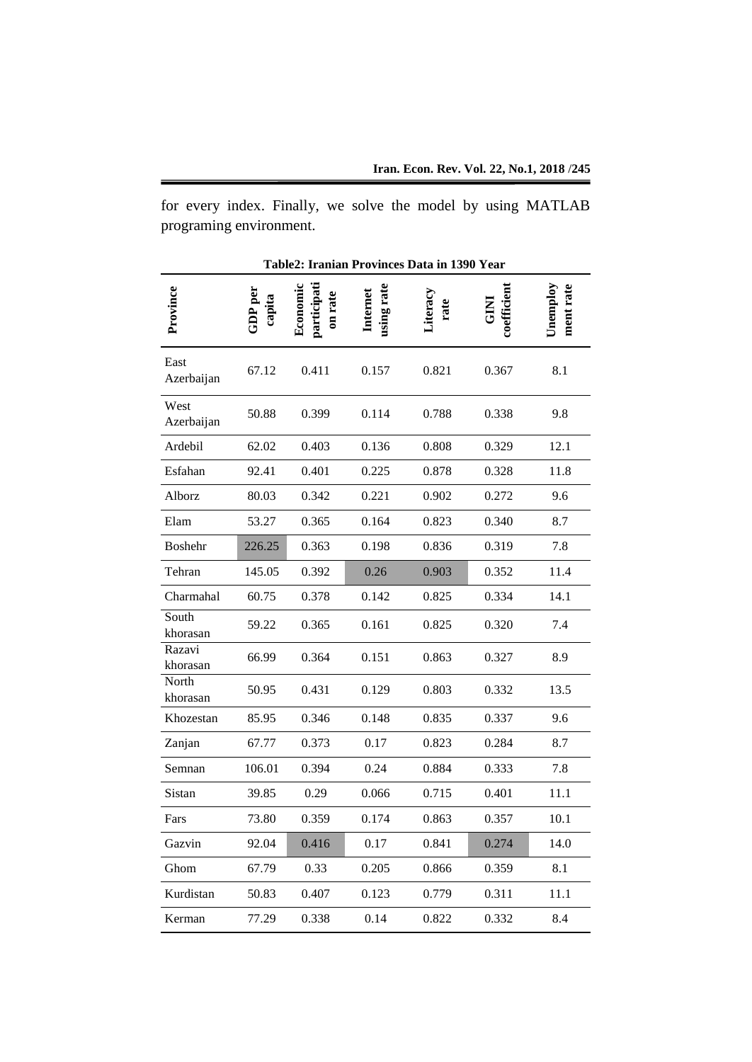for every index. Finally, we solve the model by using MATLAB programing environment.

**Table2: Iranian Provinces Data in 1390 Year**

| Province | GDP per capita | Economic participation rate | Internet using rate | Literacy rate | GINI coefficient | Unemployment rate |
|---|---|---|---|---|---|---|
| East Azerbaijan | 67.12 | 0.411 | 0.157 | 0.821 | 0.367 | 8.1 |
| West Azerbaijan | 50.88 | 0.399 | 0.114 | 0.788 | 0.338 | 9.8 |
| Ardebil | 62.02 | 0.403 | 0.136 | 0.808 | 0.329 | 12.1 |
| Esfahan | 92.41 | 0.401 | 0.225 | 0.878 | 0.328 | 11.8 |
| Alborz | 80.03 | 0.342 | 0.221 | 0.902 | 0.272 | 9.6 |
| Elam | 53.27 | 0.365 | 0.164 | 0.823 | 0.340 | 8.7 |
| Boshehr | 226.25 | 0.363 | 0.198 | 0.836 | 0.319 | 7.8 |
| Tehran | 145.05 | 0.392 | 0.26 | 0.903 | 0.352 | 11.4 |
| Charmahal | 60.75 | 0.378 | 0.142 | 0.825 | 0.334 | 14.1 |
| South khorasan | 59.22 | 0.365 | 0.161 | 0.825 | 0.320 | 7.4 |
| Razavi khorasan | 66.99 | 0.364 | 0.151 | 0.863 | 0.327 | 8.9 |
| North khorasan | 50.95 | 0.431 | 0.129 | 0.803 | 0.332 | 13.5 |
| Khozestan | 85.95 | 0.346 | 0.148 | 0.835 | 0.337 | 9.6 |
| Zanjan | 67.77 | 0.373 | 0.17 | 0.823 | 0.284 | 8.7 |
| Semnan | 106.01 | 0.394 | 0.24 | 0.884 | 0.333 | 7.8 |
| Sistan | 39.85 | 0.29 | 0.066 | 0.715 | 0.401 | 11.1 |
| Fars | 73.80 | 0.359 | 0.174 | 0.863 | 0.357 | 10.1 |
| Gazvin | 92.04 | 0.416 | 0.17 | 0.841 | 0.274 | 14.0 |
| Ghom | 67.79 | 0.33 | 0.205 | 0.866 | 0.359 | 8.1 |
| Kurdistan | 50.83 | 0.407 | 0.123 | 0.779 | 0.311 | 11.1 |
| Kerman | 77.29 | 0.338 | 0.14 | 0.822 | 0.332 | 8.4 |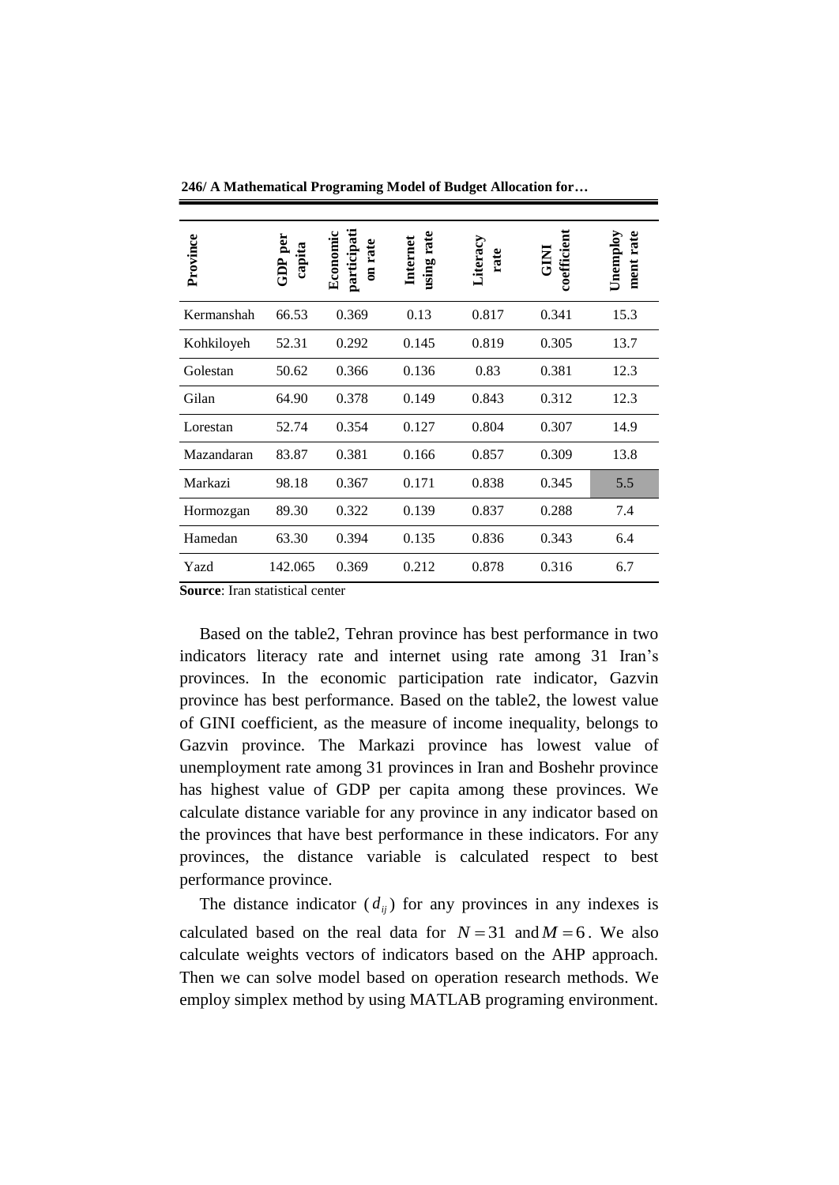| Province | GDP per capita | Economic participation rate | Internet using rate | Literacy rate | GINI coefficient | Unemployment rate |
|---|---|---|---|---|---|---|
| Kermanshah | 66.53 | 0.369 | 0.13 | 0.817 | 0.341 | 15.3 |
| Kohkiloyeh | 52.31 | 0.292 | 0.145 | 0.819 | 0.305 | 13.7 |
| Golestan | 50.62 | 0.366 | 0.136 | 0.83 | 0.381 | 12.3 |
| Gilan | 64.90 | 0.378 | 0.149 | 0.843 | 0.312 | 12.3 |
| Lorestan | 52.74 | 0.354 | 0.127 | 0.804 | 0.307 | 14.9 |
| Mazandaran | 83.87 | 0.381 | 0.166 | 0.857 | 0.309 | 13.8 |
| Markazi | 98.18 | 0.367 | 0.171 | 0.838 | 0.345 | 5.5 |
| Hormozgan | 89.30 | 0.322 | 0.139 | 0.837 | 0.288 | 7.4 |
| Hamedan | 63.30 | 0.394 | 0.135 | 0.836 | 0.343 | 6.4 |
| Yazd | 142.065 | 0.369 | 0.212 | 0.878 | 0.316 | 6.7 |

**Source**: Iran statistical center

Based on the table2, Tehran province has best performance in two indicators literacy rate and internet using rate among 31 Iran's provinces. In the economic participation rate indicator, Gazvin province has best performance. Based on the table2, the lowest value of GINI coefficient, as the measure of income inequality, belongs to Gazvin province. The Markazi province has lowest value of unemployment rate among 31 provinces in Iran and Boshehr province has highest value of GDP per capita among these provinces. We calculate distance variable for any province in any indicator based on the provinces that have best performance in these indicators. For any provinces, the distance variable is calculated respect to best performance province.

The distance indicator ($d_{ij}$) for any provinces in any indexes is calculated based on the real data for $N = 31$ and $M = 6$. We also calculate weights vectors of indicators based on the AHP approach. Then we can solve model based on operation research methods. We employ simplex method by using MATLAB programing environment.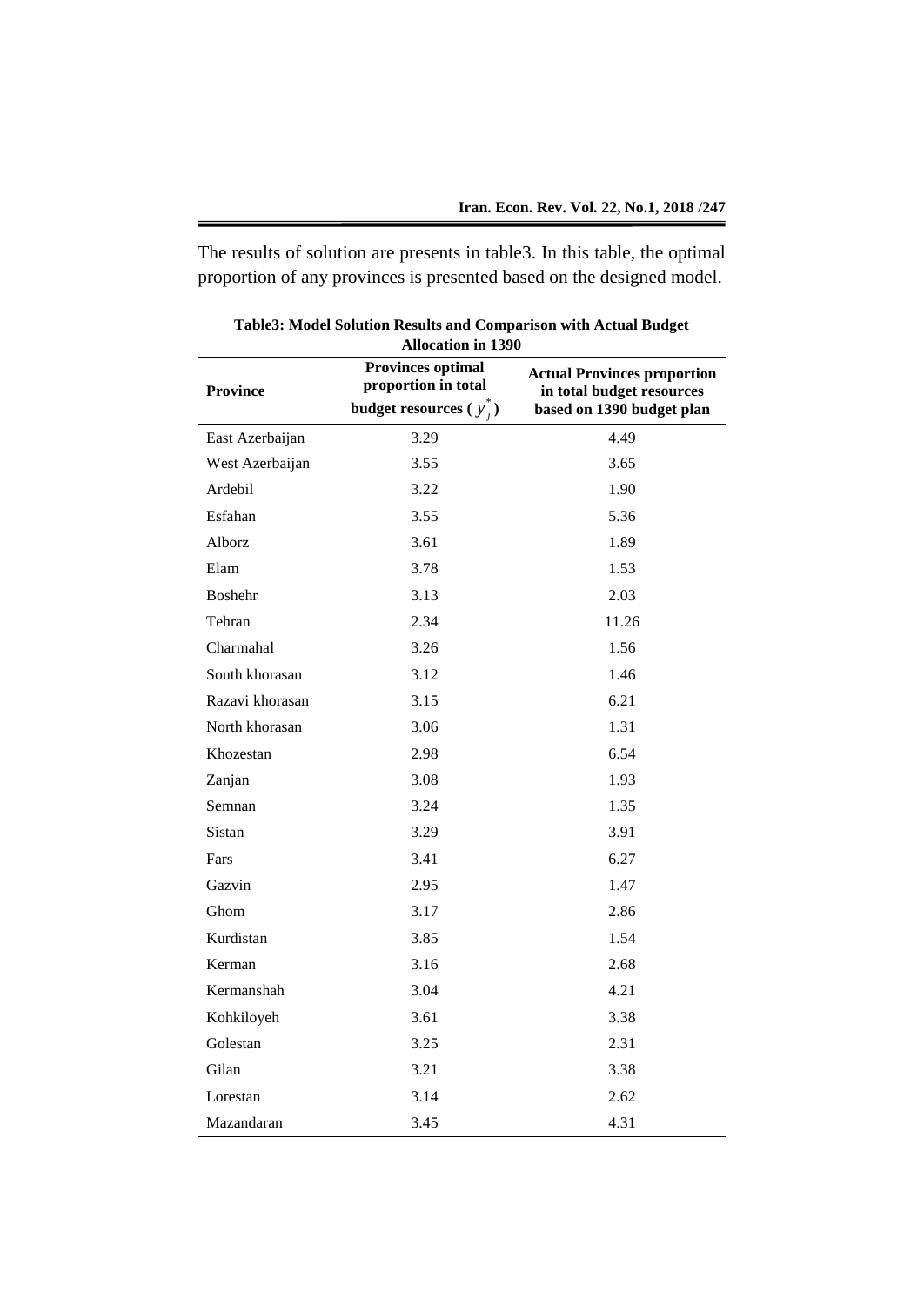The results of solution are presents in table3. In this table, the optimal proportion of any provinces is presented based on the designed model.

**Table3: Model Solution Results and Comparison with Actual Budget Allocation in 1390**

| Province | Provinces optimal proportion in total budget resources ( $y_j^*$ ) | Actual Provinces proportion in total budget resources based on 1390 budget plan |
|---|---|---|
| East Azerbaijan | 3.29 | 4.49 |
| West Azerbaijan | 3.55 | 3.65 |
| Ardebil | 3.22 | 1.90 |
| Esfahan | 3.55 | 5.36 |
| Alborz | 3.61 | 1.89 |
| Elam | 3.78 | 1.53 |
| Boshehr | 3.13 | 2.03 |
| Tehran | 2.34 | 11.26 |
| Charmahal | 3.26 | 1.56 |
| South khorasan | 3.12 | 1.46 |
| Razavi khorasan | 3.15 | 6.21 |
| North khorasan | 3.06 | 1.31 |
| Khozestan | 2.98 | 6.54 |
| Zanjan | 3.08 | 1.93 |
| Semnan | 3.24 | 1.35 |
| Sistan | 3.29 | 3.91 |
| Fars | 3.41 | 6.27 |
| Gazvin | 2.95 | 1.47 |
| Ghom | 3.17 | 2.86 |
| Kurdistan | 3.85 | 1.54 |
| Kerman | 3.16 | 2.68 |
| Kermanshah | 3.04 | 4.21 |
| Kohkiloyeh | 3.61 | 3.38 |
| Golestan | 3.25 | 2.31 |
| Gilan | 3.21 | 3.38 |
| Lorestan | 3.14 | 2.62 |
| Mazandaran | 3.45 | 4.31 |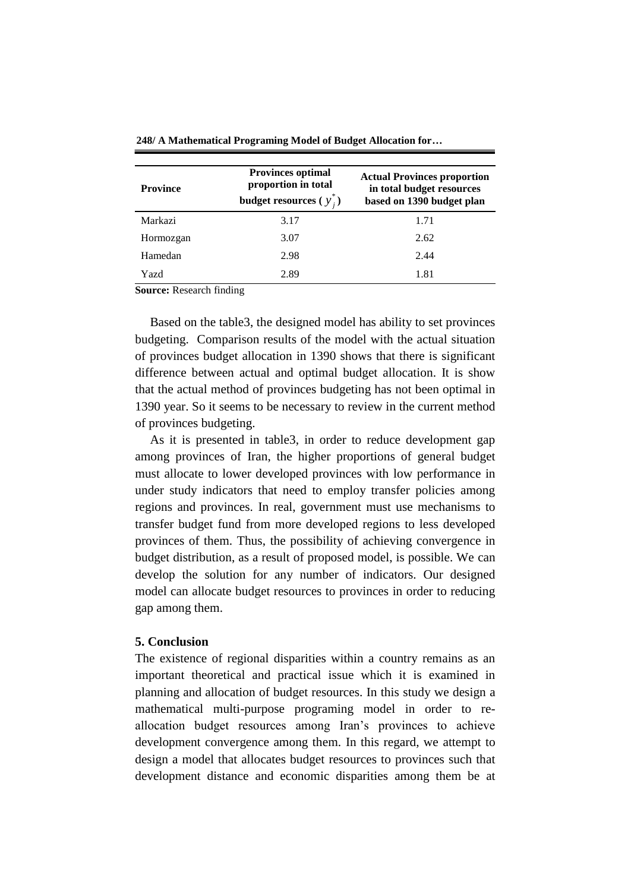| Province | Provinces optimal proportion in total budget resources ( $y_j^*$ ) | Actual Provinces proportion in total budget resources based on 1390 budget plan |
|---|---|---|
| Markazi | 3.17 | 1.71 |
| Hormozgan | 3.07 | 2.62 |
| Hamedan | 2.98 | 2.44 |
| Yazd | 2.89 | 1.81 |

**Source:** Research finding

Based on the table3, the designed model has ability to set provinces budgeting. Comparison results of the model with the actual situation of provinces budget allocation in 1390 shows that there is significant difference between actual and optimal budget allocation. It is show that the actual method of provinces budgeting has not been optimal in 1390 year. So it seems to be necessary to review in the current method of provinces budgeting.

As it is presented in table3, in order to reduce development gap among provinces of Iran, the higher proportions of general budget must allocate to lower developed provinces with low performance in under study indicators that need to employ transfer policies among regions and provinces. In real, government must use mechanisms to transfer budget fund from more developed regions to less developed provinces of them. Thus, the possibility of achieving convergence in budget distribution, as a result of proposed model, is possible. We can develop the solution for any number of indicators. Our designed model can allocate budget resources to provinces in order to reducing gap among them.

## 5. Conclusion

The existence of regional disparities within a country remains as an important theoretical and practical issue which it is examined in planning and allocation of budget resources. In this study we design a mathematical multi-purpose programing model in order to re-allocation budget resources among Iran's provinces to achieve development convergence among them. In this regard, we attempt to design a model that allocates budget resources to provinces such that development distance and economic disparities among them be at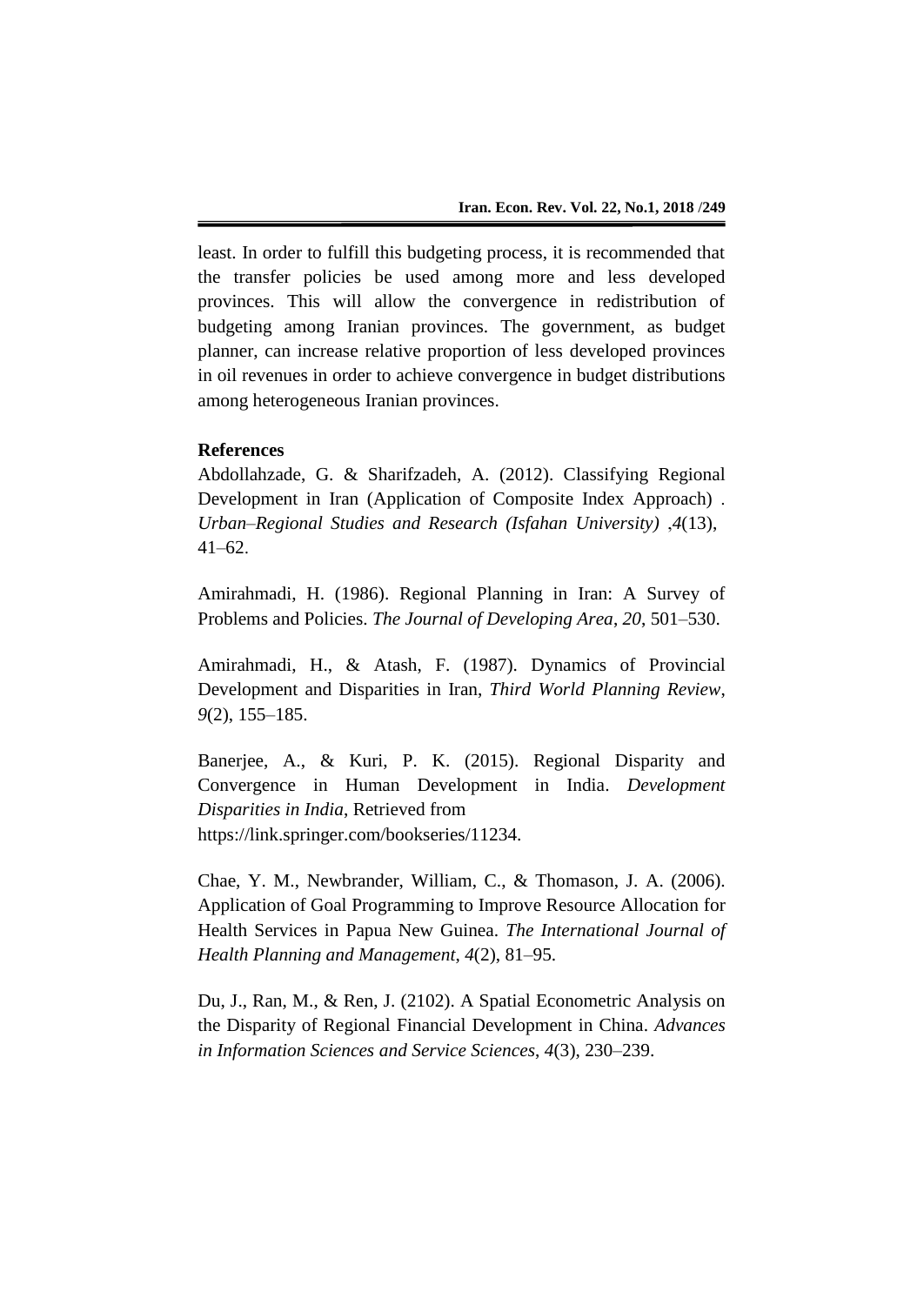least. In order to fulfill this budgeting process, it is recommended that the transfer policies be used among more and less developed provinces. This will allow the convergence in redistribution of budgeting among Iranian provinces. The government, as budget planner, can increase relative proportion of less developed provinces in oil revenues in order to achieve convergence in budget distributions among heterogeneous Iranian provinces.

**References**

Abdollahzade, G. & Sharifzadeh, A. (2012). Classifying Regional Development in Iran (Application of Composite Index Approach) . *Urban–Regional Studies and Research (Isfahan University)* ,*4*(13), 41–62.

Amirahmadi, H. (1986). Regional Planning in Iran: A Survey of Problems and Policies. *The Journal of Developing Area*, *20*, 501–530.

Amirahmadi, H., & Atash, F. (1987). Dynamics of Provincial Development and Disparities in Iran, *Third World Planning Review*, *9*(2), 155–185.

Banerjee, A., & Kuri, P. K. (2015). Regional Disparity and Convergence in Human Development in India. *Development Disparities in India*, Retrieved from https://link.springer.com/bookseries/11234.

Chae, Y. M., Newbrander, William, C., & Thomason, J. A. (2006). Application of Goal Programming to Improve Resource Allocation for Health Services in Papua New Guinea. *The International Journal of Health Planning and Management*, *4*(2), 81–95.

Du, J., Ran, M., & Ren, J. (2102). A Spatial Econometric Analysis on the Disparity of Regional Financial Development in China. *Advances in Information Sciences and Service Sciences*, *4*(3), 230–239.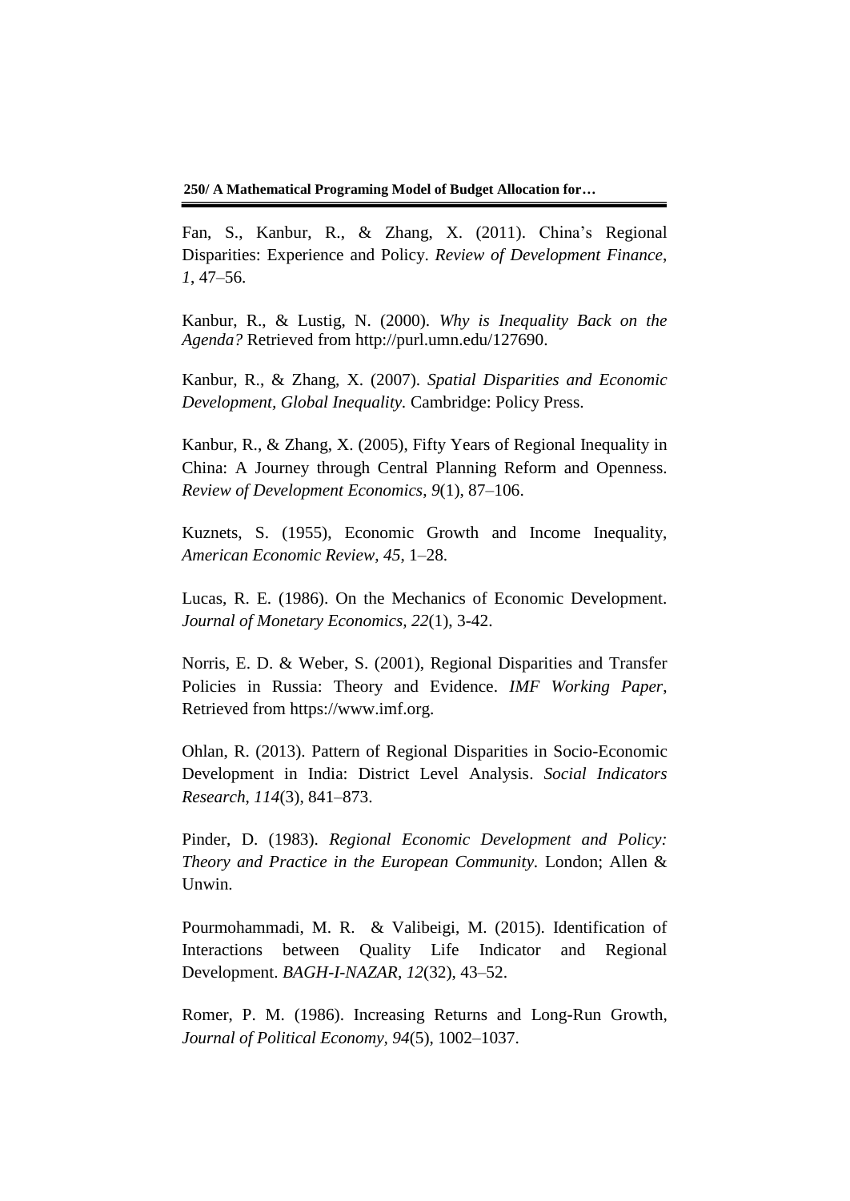Fan, S., Kanbur, R., & Zhang, X. (2011). China's Regional Disparities: Experience and Policy. *Review of Development Finance*, *1*, 47–56.

Kanbur, R., & Lustig, N. (2000). *Why is Inequality Back on the Agenda?* Retrieved from http://purl.umn.edu/127690.

Kanbur, R., & Zhang, X. (2007). *Spatial Disparities and Economic Development, Global Inequality.* Cambridge: Policy Press.

Kanbur, R., & Zhang, X. (2005), Fifty Years of Regional Inequality in China: A Journey through Central Planning Reform and Openness. *Review of Development Economics*, *9*(1), 87–106.

Kuznets, S. (1955), Economic Growth and Income Inequality, *American Economic Review*, *45*, 1–28.

Lucas, R. E. (1986). On the Mechanics of Economic Development. *Journal of Monetary Economics*, *22*(1), 3-42.

Norris, E. D. & Weber, S. (2001), Regional Disparities and Transfer Policies in Russia: Theory and Evidence. *IMF Working Paper*, Retrieved from https://www.imf.org.

Ohlan, R. (2013). Pattern of Regional Disparities in Socio-Economic Development in India: District Level Analysis. *Social Indicators Research*, *114*(3), 841–873.

Pinder, D. (1983). *Regional Economic Development and Policy: Theory and Practice in the European Community.* London; Allen & Unwin.

Pourmohammadi, M. R. & Valibeigi, M. (2015). Identification of Interactions between Quality Life Indicator and Regional Development. *BAGH-I-NAZAR*, *12*(32), 43–52.

Romer, P. M. (1986). Increasing Returns and Long-Run Growth, *Journal of Political Economy*, *94*(5), 1002–1037.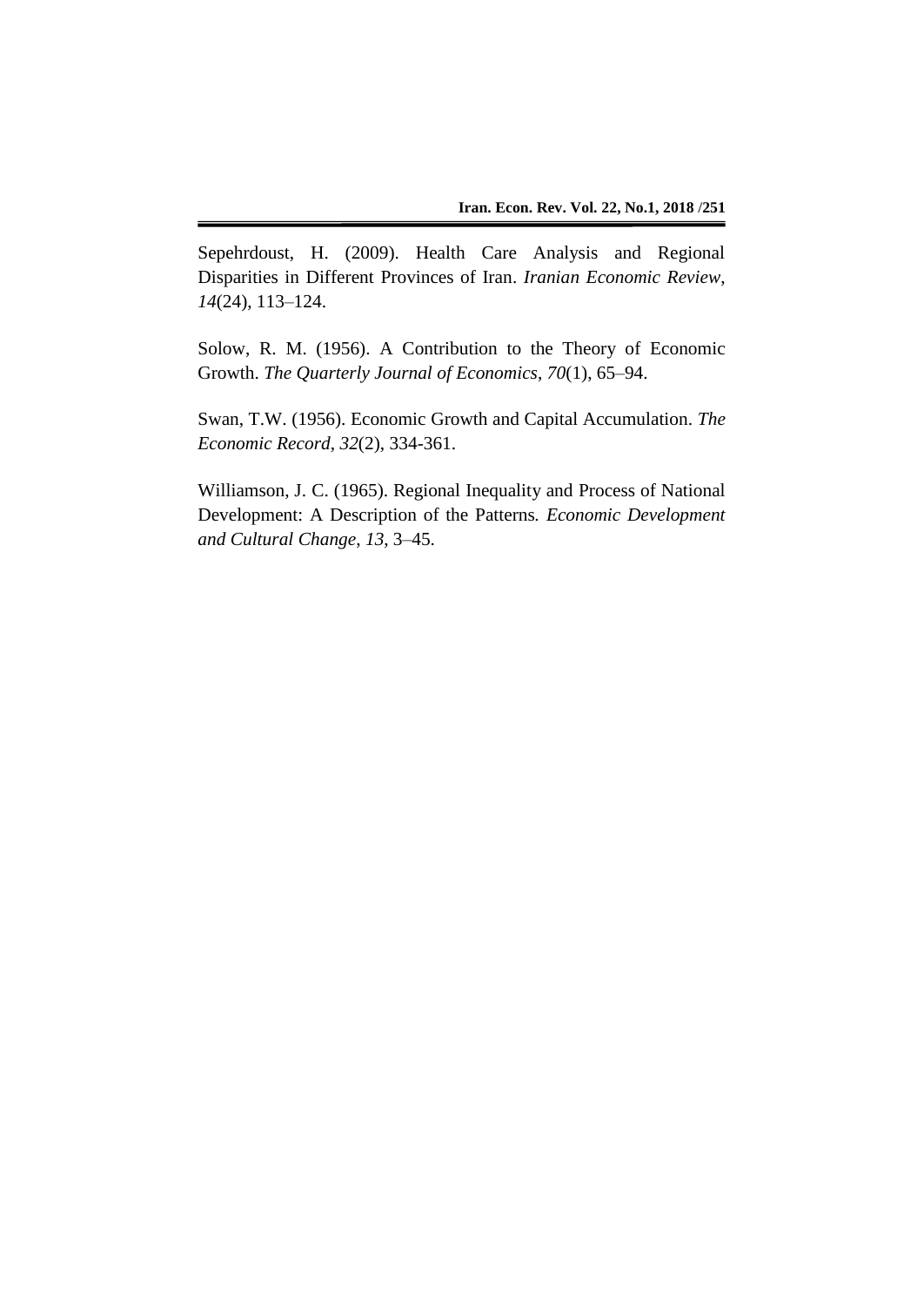Sepehrdoust, H. (2009). Health Care Analysis and Regional Disparities in Different Provinces of Iran. *Iranian Economic Review*, *14*(24), 113–124.

Solow, R. M. (1956). A Contribution to the Theory of Economic Growth. *The Quarterly Journal of Economics*, *70*(1), 65–94.

Swan, T.W. (1956). Economic Growth and Capital Accumulation. *The Economic Record*, *32*(2), 334-361.

Williamson, J. C. (1965). Regional Inequality and Process of National Development: A Description of the Patterns. *Economic Development and Cultural Change*, *13*, 3–45.